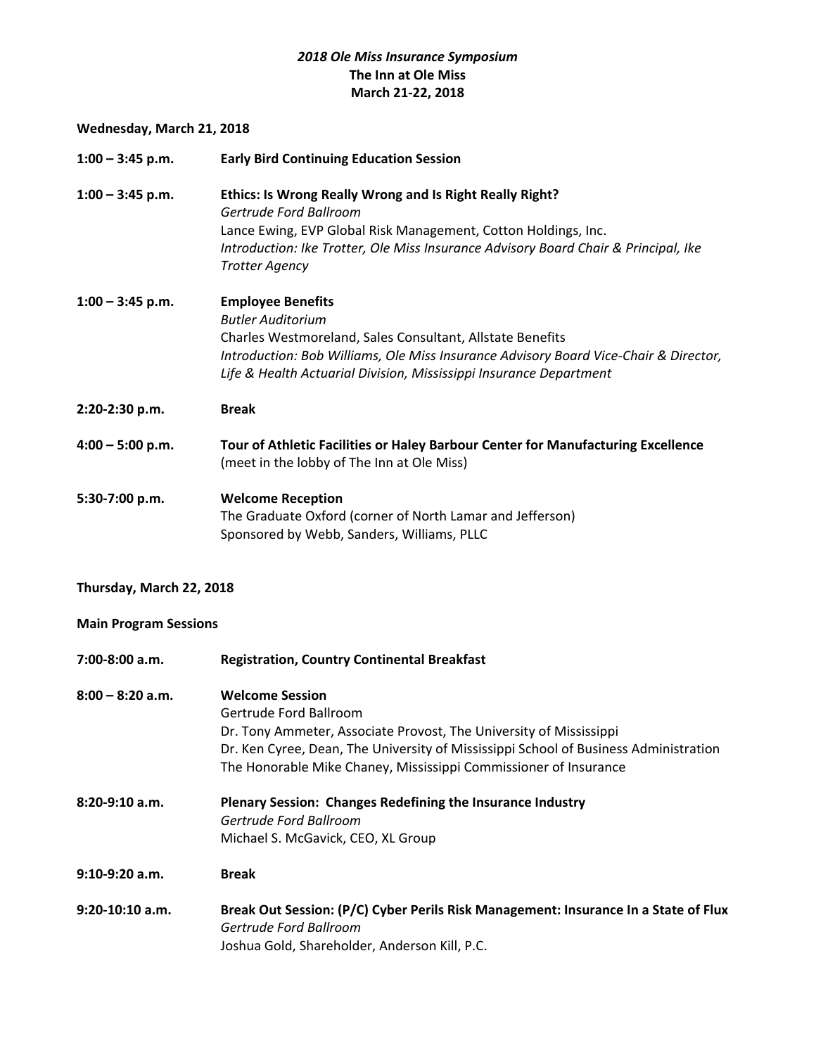# *2018 Ole Miss Insurance Symposium*

**The Inn at Ole Miss**
**March 21-22, 2018**

**Wednesday, March 21, 2018**

**1:00 – 3:45 p.m.** **Early Bird Continuing Education Session**

**1:00 – 3:45 p.m.** **Ethics: Is Wrong Really Wrong and Is Right Really Right?**
*Gertrude Ford Ballroom*
Lance Ewing, EVP Global Risk Management, Cotton Holdings, Inc.
*Introduction: Ike Trotter, Ole Miss Insurance Advisory Board Chair & Principal, Ike Trotter Agency*

**1:00 – 3:45 p.m.** **Employee Benefits**
*Butler Auditorium*
Charles Westmoreland, Sales Consultant, Allstate Benefits
*Introduction: Bob Williams, Ole Miss Insurance Advisory Board Vice-Chair & Director, Life & Health Actuarial Division, Mississippi Insurance Department*

**2:20-2:30 p.m.** **Break**

**4:00 – 5:00 p.m.** **Tour of Athletic Facilities or Haley Barbour Center for Manufacturing Excellence**
(meet in the lobby of The Inn at Ole Miss)

**5:30-7:00 p.m.** **Welcome Reception**
The Graduate Oxford (corner of North Lamar and Jefferson)
Sponsored by Webb, Sanders, Williams, PLLC

**Thursday, March 22, 2018**

**Main Program Sessions**

**7:00-8:00 a.m.** **Registration, Country Continental Breakfast**

**8:00 – 8:20 a.m.** **Welcome Session**
Gertrude Ford Ballroom
Dr. Tony Ammeter, Associate Provost, The University of Mississippi
Dr. Ken Cyree, Dean, The University of Mississippi School of Business Administration
The Honorable Mike Chaney, Mississippi Commissioner of Insurance

**8:20-9:10 a.m.** **Plenary Session: Changes Redefining the Insurance Industry**
*Gertrude Ford Ballroom*
Michael S. McGavick, CEO, XL Group

**9:10-9:20 a.m.** **Break**

**9:20-10:10 a.m.** **Break Out Session: (P/C) Cyber Perils Risk Management: Insurance In a State of Flux**
*Gertrude Ford Ballroom*
Joshua Gold, Shareholder, Anderson Kill, P.C.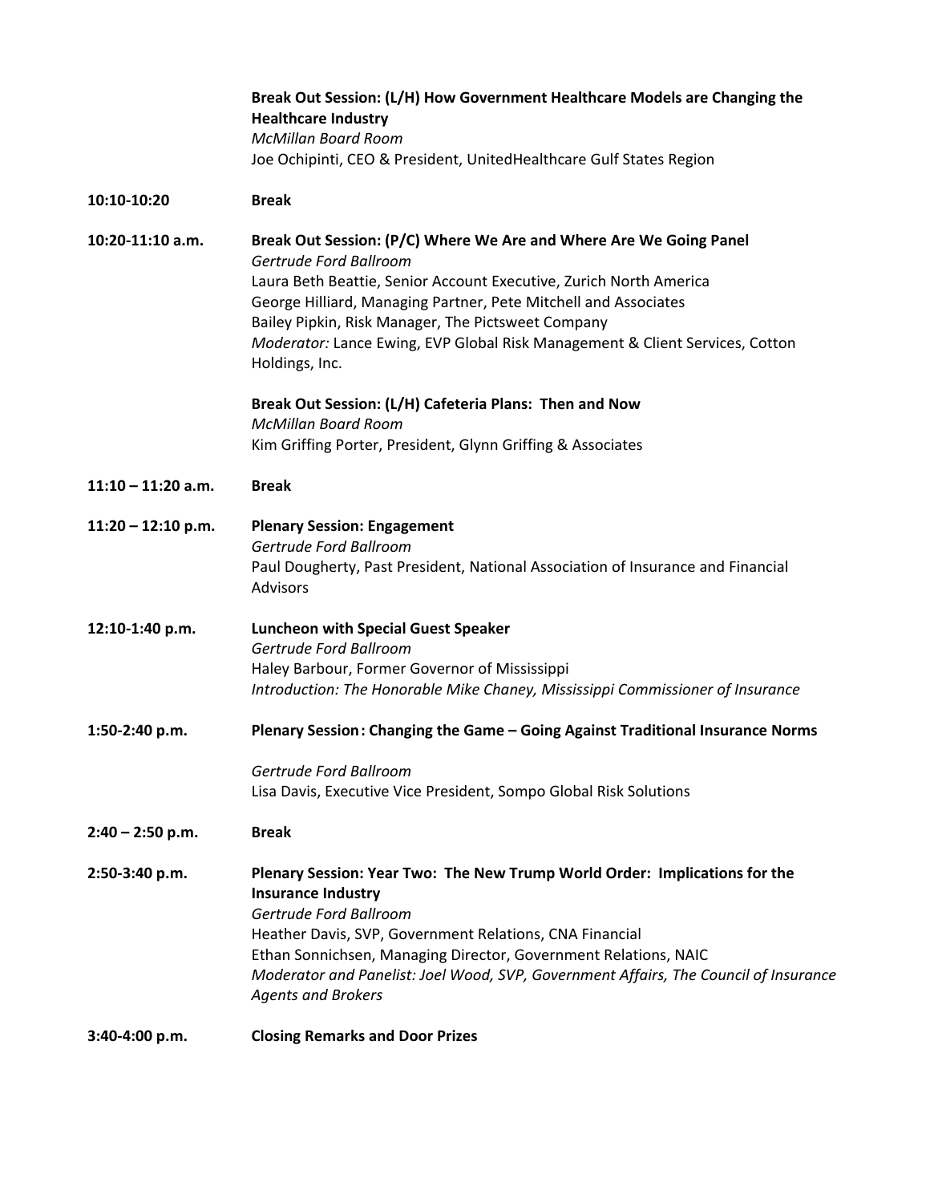| | |
|---|---|
| | **Break Out Session: (L/H) How Government Healthcare Models are Changing the Healthcare Industry**<br>*McMillan Board Room*<br>Joe Ochipinti, CEO & President, UnitedHealthcare Gulf States Region |
| **10:10-10:20** | **Break** |
| **10:20-11:10 a.m.** | **Break Out Session: (P/C) Where We Are and Where Are We Going Panel**<br>*Gertrude Ford Ballroom*<br>Laura Beth Beattie, Senior Account Executive, Zurich North America<br>George Hilliard, Managing Partner, Pete Mitchell and Associates<br>Bailey Pipkin, Risk Manager, The Pictsweet Company<br>*Moderator:* Lance Ewing, EVP Global Risk Management & Client Services, Cotton Holdings, Inc. |
| | **Break Out Session: (L/H) Cafeteria Plans: Then and Now**<br>*McMillan Board Room*<br>Kim Griffing Porter, President, Glynn Griffing & Associates |
| **11:10 – 11:20 a.m.** | **Break** |
| **11:20 – 12:10 p.m.** | **Plenary Session: Engagement**<br>*Gertrude Ford Ballroom*<br>Paul Dougherty, Past President, National Association of Insurance and Financial Advisors |
| **12:10-1:40 p.m.** | **Luncheon with Special Guest Speaker**<br>*Gertrude Ford Ballroom*<br>Haley Barbour, Former Governor of Mississippi<br>*Introduction: The Honorable Mike Chaney, Mississippi Commissioner of Insurance* |
| **1:50-2:40 p.m.** | **Plenary Session: Changing the Game – Going Against Traditional Insurance Norms**<br>*Gertrude Ford Ballroom*<br>Lisa Davis, Executive Vice President, Sompo Global Risk Solutions |
| **2:40 – 2:50 p.m.** | **Break** |
| **2:50-3:40 p.m.** | **Plenary Session: Year Two: The New Trump World Order: Implications for the Insurance Industry**<br>*Gertrude Ford Ballroom*<br>Heather Davis, SVP, Government Relations, CNA Financial<br>Ethan Sonnichsen, Managing Director, Government Relations, NAIC<br>*Moderator and Panelist: Joel Wood, SVP, Government Affairs, The Council of Insurance Agents and Brokers* |
| **3:40-4:00 p.m.** | **Closing Remarks and Door Prizes** |